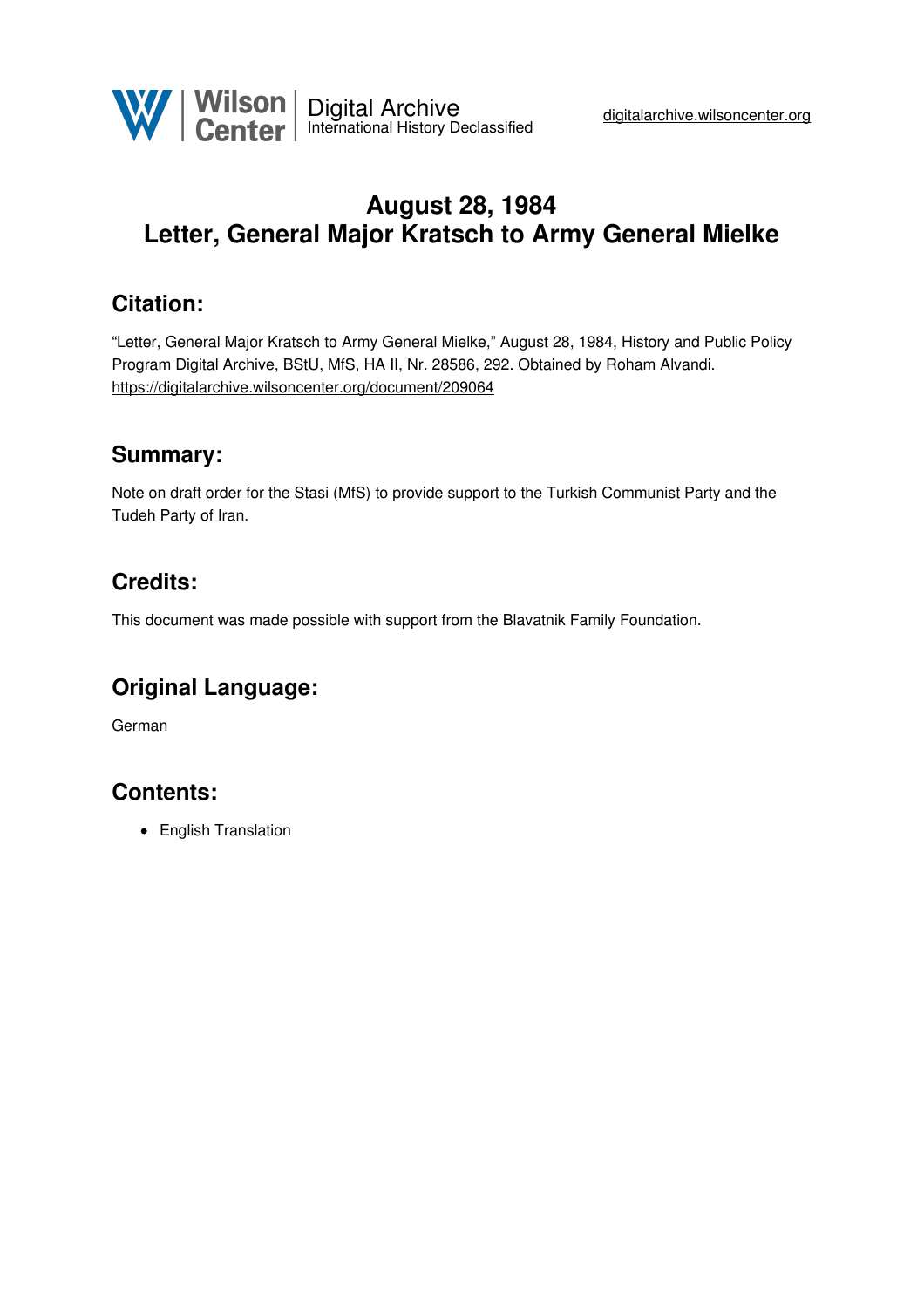Wilson Center | Digital Archive
International History Declassified

digitalarchive.wilsoncenter.org

# August 28, 1984
# Letter, General Major Kratsch to Army General Mielke

## Citation:

"Letter, General Major Kratsch to Army General Mielke," August 28, 1984, History and Public Policy Program Digital Archive, BStU, MfS, HA II, Nr. 28586, 292. Obtained by Roham Alvandi.
https://digitalarchive.wilsoncenter.org/document/209064

## Summary:

Note on draft order for the Stasi (MfS) to provide support to the Turkish Communist Party and the Tudeh Party of Iran.

## Credits:

This document was made possible with support from the Blavatnik Family Foundation.

## Original Language:

German

## Contents:

- English Translation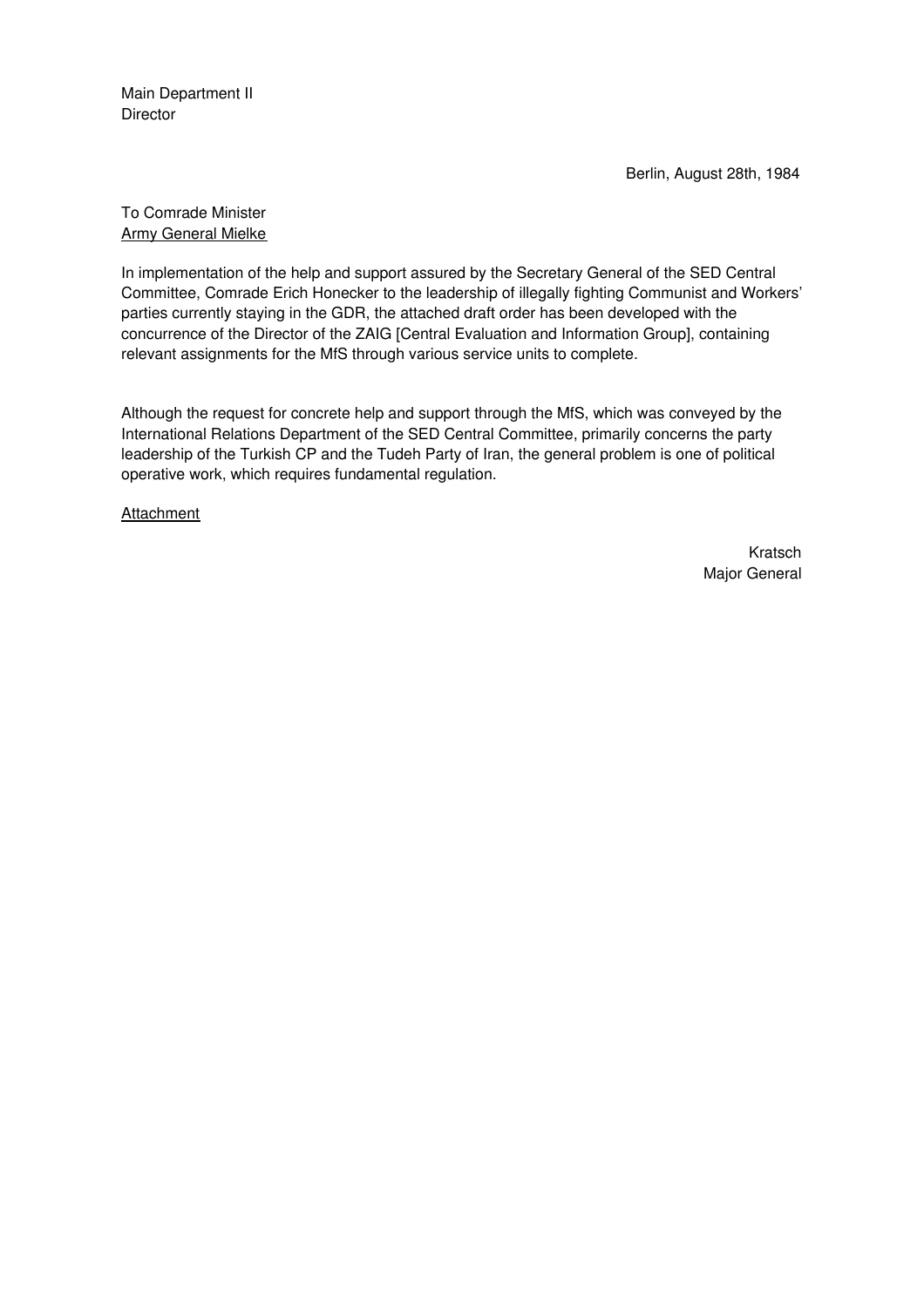Main Department II
Director

Berlin, August 28th, 1984

To Comrade Minister
Army General Mielke

In implementation of the help and support assured by the Secretary General of the SED Central Committee, Comrade Erich Honecker to the leadership of illegally fighting Communist and Workers' parties currently staying in the GDR, the attached draft order has been developed with the concurrence of the Director of the ZAIG [Central Evaluation and Information Group], containing relevant assignments for the MfS through various service units to complete.

Although the request for concrete help and support through the MfS, which was conveyed by the International Relations Department of the SED Central Committee, primarily concerns the party leadership of the Turkish CP and the Tudeh Party of Iran, the general problem is one of political operative work, which requires fundamental regulation.

Attachment

Kratsch
Major General